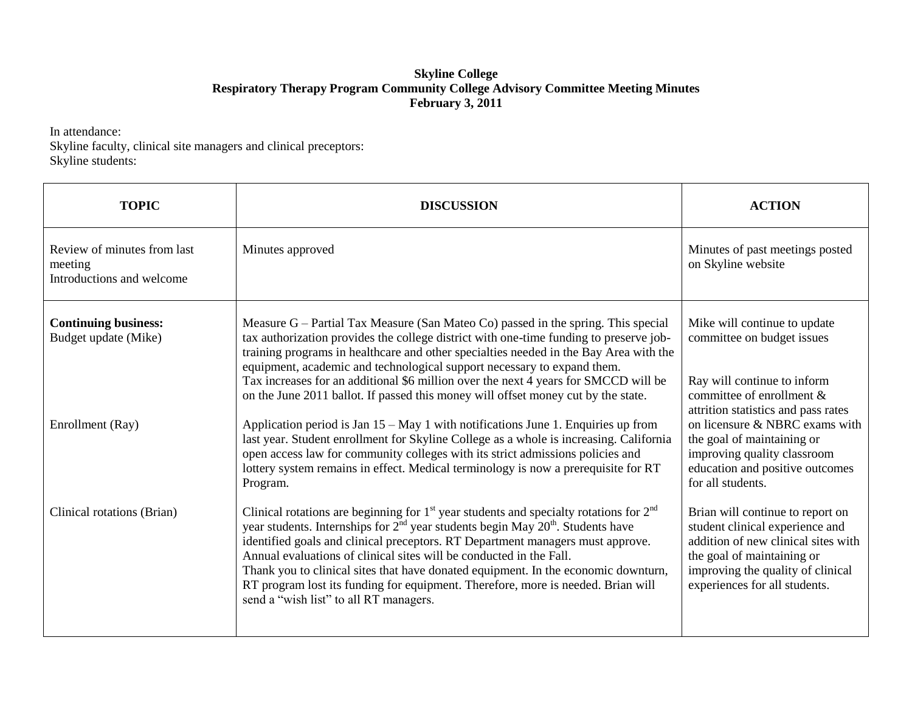**Skyline College**
**Respiratory Therapy Program Community College Advisory Committee Meeting Minutes**
**February 3, 2011**

In attendance:
Skyline faculty, clinical site managers and clinical preceptors:
Skyline students:

| TOPIC | DISCUSSION | ACTION |
|---|---|---|
| Review of minutes from last meeting<br>Introductions and welcome | Minutes approved | Minutes of past meetings posted on Skyline website |
| **Continuing business:**<br>Budget update (Mike) | Measure G – Partial Tax Measure (San Mateo Co) passed in the spring. This special tax authorization provides the college district with one-time funding to preserve job-training programs in healthcare and other specialties needed in the Bay Area with the equipment, academic and technological support necessary to expand them.<br>Tax increases for an additional $6 million over the next 4 years for SMCCD will be on the June 2011 ballot. If passed this money will offset money cut by the state. | Mike will continue to update committee on budget issues |
| Enrollment (Ray) | Application period is Jan 15 – May 1 with notifications June 1. Enquiries up from last year. Student enrollment for Skyline College as a whole is increasing. California open access law for community colleges with its strict admissions policies and lottery system remains in effect. Medical terminology is now a prerequisite for RT Program. | Ray will continue to inform committee of enrollment & attrition statistics and pass rates on licensure & NBRC exams with the goal of maintaining or improving quality classroom education and positive outcomes for all students. |
| Clinical rotations (Brian) | Clinical rotations are beginning for 1st year students and specialty rotations for 2nd year students. Internships for 2nd year students begin May 20th. Students have identified goals and clinical preceptors. RT Department managers must approve. Annual evaluations of clinical sites will be conducted in the Fall.<br>Thank you to clinical sites that have donated equipment. In the economic downturn, RT program lost its funding for equipment. Therefore, more is needed. Brian will send a "wish list" to all RT managers. | Brian will continue to report on student clinical experience and addition of new clinical sites with the goal of maintaining or improving the quality of clinical experiences for all students. |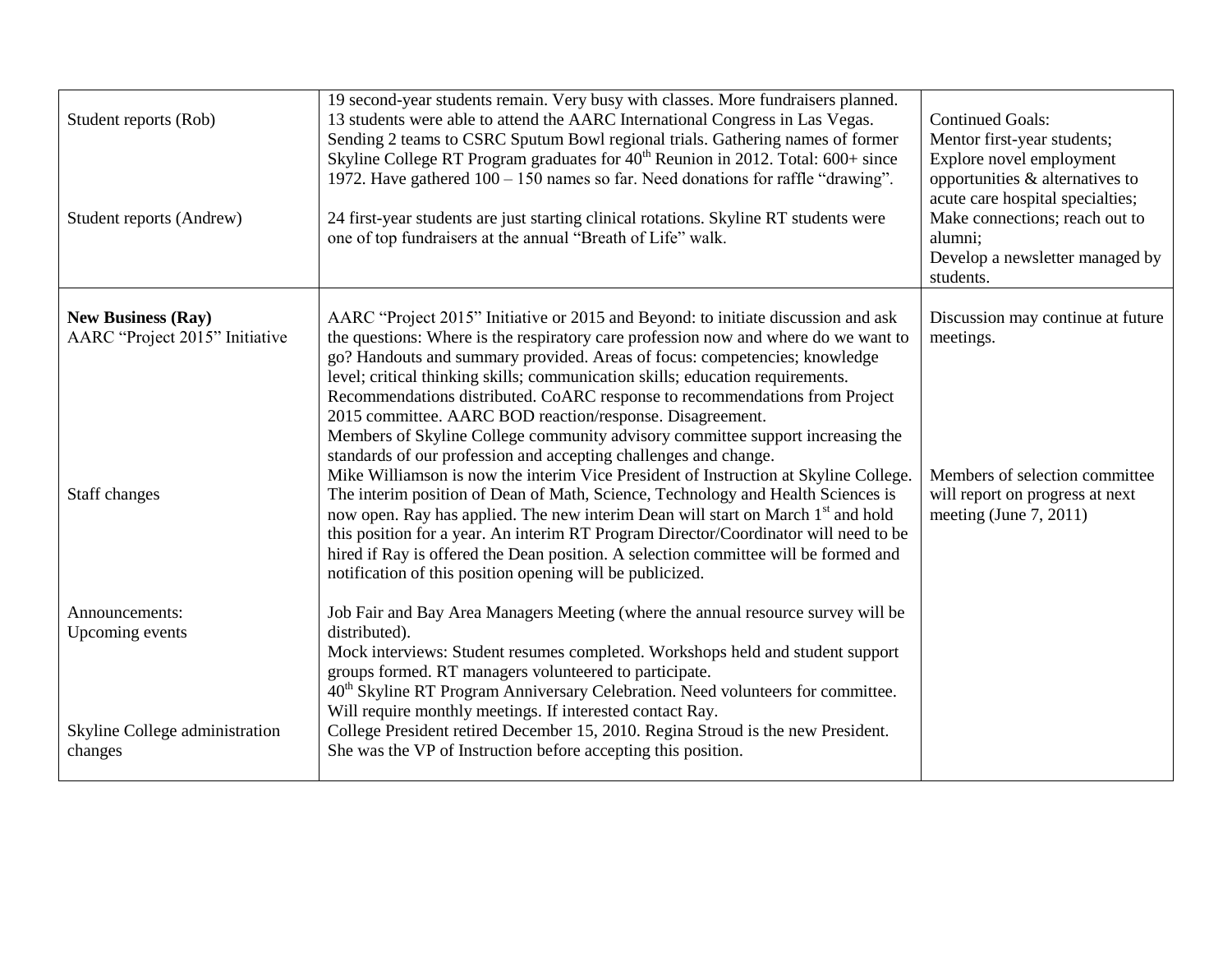| | | |
|---|---|---|
| Student reports (Rob)<br><br><br><br><br>Student reports (Andrew) | 19 second-year students remain. Very busy with classes. More fundraisers planned. 13 students were able to attend the AARC International Congress in Las Vegas. Sending 2 teams to CSRC Sputum Bowl regional trials. Gathering names of former Skyline College RT Program graduates for 40th Reunion in 2012. Total: 600+ since 1972. Have gathered 100 – 150 names so far. Need donations for raffle "drawing".<br><br>24 first-year students are just starting clinical rotations. Skyline RT students were one of top fundraisers at the annual "Breath of Life" walk. | Continued Goals:<br>Mentor first-year students;<br>Explore novel employment opportunities & alternatives to acute care hospital specialties;<br>Make connections; reach out to alumni;<br>Develop a newsletter managed by students. |
| **New Business (Ray)**<br>AARC "Project 2015" Initiative<br><br><br><br><br><br><br><br>Staff changes<br><br><br><br><br><br>Announcements:<br>Upcoming events<br><br><br><br><br>Skyline College administration changes | AARC "Project 2015" Initiative or 2015 and Beyond: to initiate discussion and ask the questions: Where is the respiratory care profession now and where do we want to go? Handouts and summary provided. Areas of focus: competencies; knowledge level; critical thinking skills; communication skills; education requirements. Recommendations distributed. CoARC response to recommendations from Project 2015 committee. AARC BOD reaction/response. Disagreement.<br>Members of Skyline College community advisory committee support increasing the standards of our profession and accepting challenges and change.<br>Mike Williamson is now the interim Vice President of Instruction at Skyline College. The interim position of Dean of Math, Science, Technology and Health Sciences is now open. Ray has applied. The new interim Dean will start on March 1st and hold this position for a year. An interim RT Program Director/Coordinator will need to be hired if Ray is offered the Dean position. A selection committee will be formed and notification of this position opening will be publicized.<br><br>Job Fair and Bay Area Managers Meeting (where the annual resource survey will be distributed).<br>Mock interviews: Student resumes completed. Workshops held and student support groups formed. RT managers volunteered to participate.<br>40th Skyline RT Program Anniversary Celebration. Need volunteers for committee. Will require monthly meetings. If interested contact Ray.<br>College President retired December 15, 2010. Regina Stroud is the new President. She was the VP of Instruction before accepting this position. | Discussion may continue at future meetings.<br><br><br><br><br><br><br><br>Members of selection committee will report on progress at next meeting (June 7, 2011) |